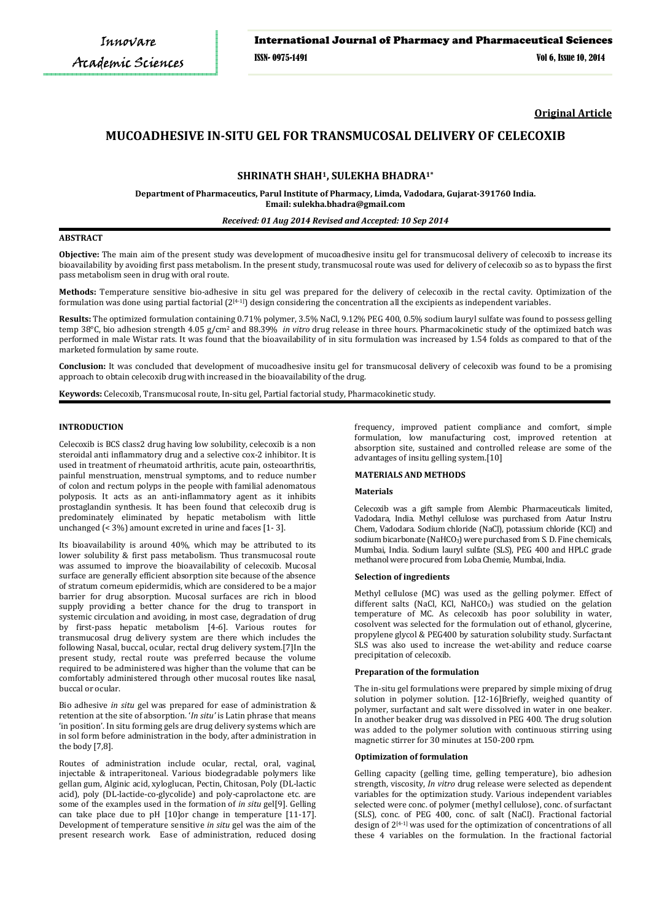**Original Article**

# MUCOADHESIVE IN-SITU GEL FOR TRANSMUCOSAL DELIVERY OF CELECOXIB

**SHRINATH SHAH[1], SULEKHA BHADRA[1*]**

**Department of Pharmaceutics, Parul Institute of Pharmacy, Limda, Vadodara, Gujarat-391760 India.**
**Email: sulekha.bhadra@gmail.com**

*Received: 01 Aug 2014 Revised and Accepted: 10 Sep 2014*

## ABSTRACT

**Objective:** The main aim of the present study was development of mucoadhesive insitu gel for transmucosal delivery of celecoxib to increase its bioavailability by avoiding first pass metabolism. In the present study, transmucosal route was used for delivery of celecoxib so as to bypass the first pass metabolism seen in drug with oral route.

**Methods:** Temperature sensitive bio-adhesive in situ gel was prepared for the delivery of celecoxib in the rectal cavity. Optimization of the formulation was done using partial factorial ($2^{[4-1]}$) design considering the concentration all the excipients as independent variables.

**Results:** The optimized formulation containing 0.71% polymer, 3.5% NaCl, 9.12% PEG 400, 0.5% sodium lauryl sulfate was found to possess gelling temp 38°C, bio adhesion strength 4.05 g/cm$^2$ and 88.39% *in vitro* drug release in three hours. Pharmacokinetic study of the optimized batch was performed in male Wistar rats. It was found that the bioavailability of in situ formulation was increased by 1.54 folds as compared to that of the marketed formulation by same route.

**Conclusion:** It was concluded that development of mucoadhesive insitu gel for transmucosal delivery of celecoxib was found to be a promising approach to obtain celecoxib drug with increased in the bioavailability of the drug.

**Keywords:** Celecoxib, Transmucosal route, In-situ gel, Partial factorial study, Pharmacokinetic study.

## INTRODUCTION

Celecoxib is BCS class2 drug having low solubility, celecoxib is a non steroidal anti inflammatory drug and a selective cox-2 inhibitor. It is used in treatment of rheumatoid arthritis, acute pain, osteoarthritis, painful menstruation, menstrual symptoms, and to reduce number of colon and rectum polyps in the people with familial adenomatous polyposis. It acts as an anti-inflammatory agent as it inhibits prostaglandin synthesis. It has been found that celecoxib drug is predominatively eliminated by hepatic metabolism with little unchanged (< 3%) amount excreted in urine and faces [1- 3].

Its bioavailability is around 40%, which may be attributed to its lower solubility & first pass metabolism. Thus transmucosal route was assumed to improve the bioavailability of celecoxib. Mucosal surface are generally efficient absorption site because of the absence of stratum corneum epidermidis, which are considered to be a major barrier for drug absorption. Mucosal surfaces are rich in blood supply providing a better chance for the drug to transport in systemic circulation and avoiding, in most case, degradation of drug by first-pass hepatic metabolism [4-6]. Various routes for transmucosal drug delivery system are there which includes the following Nasal, buccal, ocular, rectal drug delivery system.[7]In the present study, rectal route was preferred because the volume required to be administered was higher than the volume that can be comfortably administered through other mucosal routes like nasal, buccal or ocular.

Bio adhesive *in situ* gel was prepared for ease of administration & retention at the site of absorption. '*In situ'* is Latin phrase that means 'in position'. In situ forming gels are drug delivery systems which are in sol form before administration in the body, after administration in the body [7,8].

Routes of administration include ocular, rectal, oral, vaginal, injectable & intraperitoneal. Various biodegradable polymers like gellan gum, Alginic acid, xyloglucan, Pectin, Chitosan, Poly (DL-lactic acid), poly (DL-lactide-co-glycolide) and poly-caprolactone etc. are some of the examples used in the formation of *in situ* gel[9]. Gelling can take place due to pH [10]or change in temperature [11-17]. Development of temperature sensitive *in situ* gel was the aim of the present research work. Ease of administration, reduced dosing frequency, improved patient compliance and comfort, simple formulation, low manufacturing cost, improved retention at absorption site, sustained and controlled release are some of the advantages of insitu gelling system.[10]

## MATERIALS AND METHODS

### Materials

Celecoxib was a gift sample from Alembic Pharmaceuticals limited, Vadodara, India. Methyl cellulose was purchased from Aatur Instru Chem, Vadodara. Sodium chloride (NaCl), potassium chloride (KCl) and sodium bicarbonate ($NaHCO_3$) were purchased from S. D. Fine chemicals, Mumbai, India. Sodium lauryl sulfate (SLS), PEG 400 and HPLC grade methanol were procured from Loba Chemie, Mumbai, India.

### Selection of ingredients

Methyl cellulose (MC) was used as the gelling polymer. Effect of different salts (NaCl, KCl, $NaHCO_3$) was studied on the gelation temperature of MC. As celecoxib has poor solubility in water, cosolvent was selected for the formulation out of ethanol, glycerine, propylene glycol & PEG400 by saturation solubility study. Surfactant SLS was also used to increase the wet-ability and reduce coarse precipitation of celecoxib.

### Preparation of the formulation

The in-situ gel formulations were prepared by simple mixing of drug solution in polymer solution. [12-16]Briefly, weighed quantity of polymer, surfactant and salt were dissolved in water in one beaker. In another beaker drug was dissolved in PEG 400. The drug solution was added to the polymer solution with continuous stirring using magnetic stirrer for 30 minutes at 150-200 rpm.

### Optimization of formulation

Gelling capacity (gelling time, gelling temperature), bio adhesion strength, viscosity, *In vitro* drug release were selected as dependent variables for the optimization study. Various independent variables selected were conc. of polymer (methyl cellulose), conc. of surfactant (SLS), conc. of PEG 400, conc. of salt (NaCl). Fractional factorial design of $2^{[4-1]}$ was used for the optimization of concentrations of all these 4 variables on the formulation. In the fractional factorial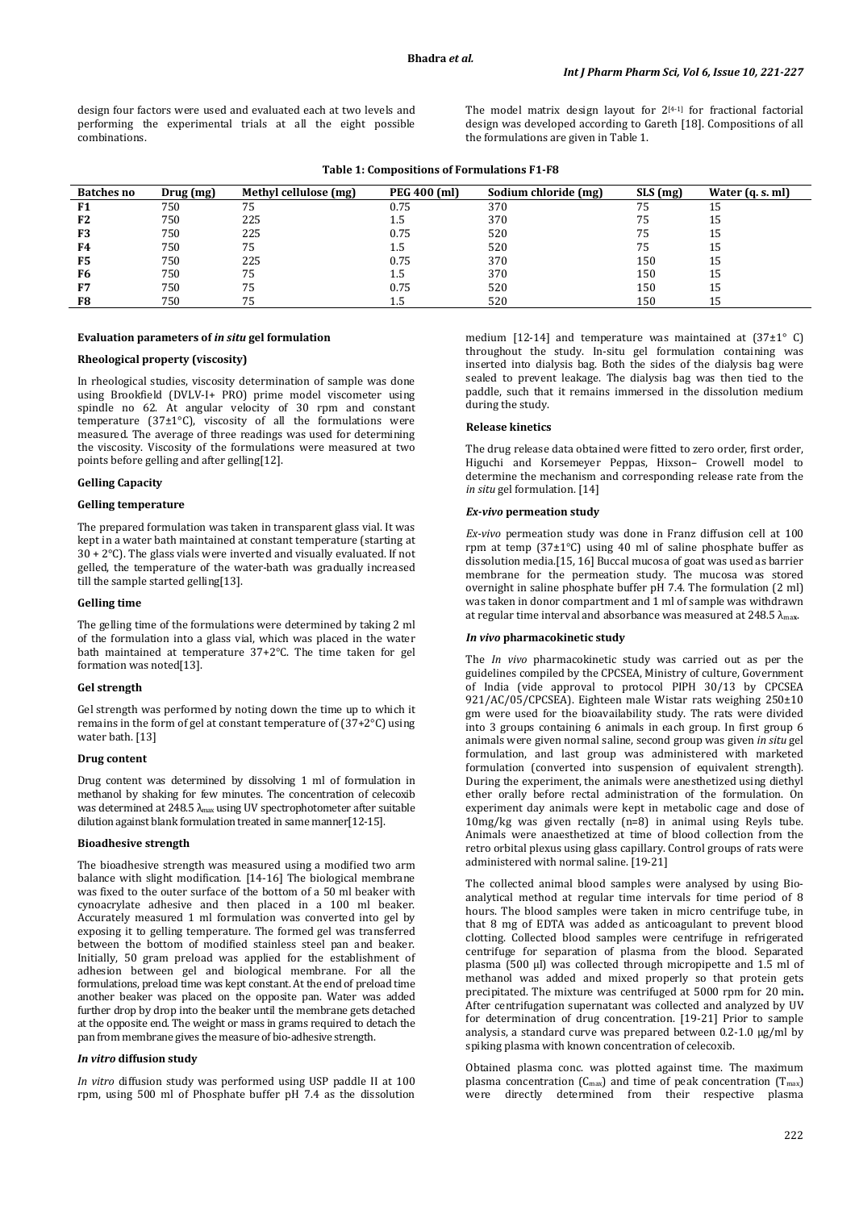design four factors were used and evaluated each at two levels and performing the experimental trials at all the eight possible combinations.

The model matrix design layout for $2^{[4-1]}$ for fractional factorial design was developed according to Gareth [18]. Compositions of all the formulations are given in Table 1.

**Table 1: Compositions of Formulations F1-F8**

| Batches no | Drug (mg) | Methyl cellulose (mg) | PEG 400 (ml) | Sodium chloride (mg) | SLS (mg) | Water (q. s. ml) |
|---|---|---|---|---|---|---|
| F1 | 750 | 75 | 0.75 | 370 | 75 | 15 |
| F2 | 750 | 225 | 1.5 | 370 | 75 | 15 |
| F3 | 750 | 225 | 0.75 | 520 | 75 | 15 |
| F4 | 750 | 75 | 1.5 | 520 | 75 | 15 |
| F5 | 750 | 225 | 0.75 | 370 | 150 | 15 |
| F6 | 750 | 75 | 1.5 | 370 | 150 | 15 |
| F7 | 750 | 75 | 0.75 | 520 | 150 | 15 |
| F8 | 750 | 75 | 1.5 | 520 | 150 | 15 |

### Evaluation parameters of *in situ* gel formulation

#### Rheological property (viscosity)

In rheological studies, viscosity determination of sample was done using Brookfield (DVLV-I+ PRO) prime model viscometer using spindle no 62. At angular velocity of 30 rpm and constant temperature (37±1°C), viscosity of all the formulations were measured. The average of three readings was used for determining the viscosity. Viscosity of the formulations were measured at two points before gelling and after gelling[12].

#### Gelling Capacity

#### Gelling temperature

The prepared formulation was taken in transparent glass vial. It was kept in a water bath maintained at constant temperature (starting at 30 + 2°C). The glass vials were inverted and visually evaluated. If not gelled, the temperature of the water-bath was gradually increased till the sample started gelling[13].

#### Gelling time

The gelling time of the formulations were determined by taking 2 ml of the formulation into a glass vial, which was placed in the water bath maintained at temperature 37+2°C. The time taken for gel formation was noted[13].

#### Gel strength

Gel strength was performed by noting down the time up to which it remains in the form of gel at constant temperature of (37+2°C) using water bath. [13]

#### Drug content

Drug content was determined by dissolving 1 ml of formulation in methanol by shaking for few minutes. The concentration of celecoxib was determined at 248.5 $\lambda_{max}$ using UV spectrophotometer after suitable dilution against blank formulation treated in same manner[12-15].

#### Bioadhesive strength

The bioadhesive strength was measured using a modified two arm balance with slight modification. [14-16] The biological membrane was fixed to the outer surface of the bottom of a 50 ml beaker with cynoacrylate adhesive and then placed in a 100 ml beaker. Accurately measured 1 ml formulation was converted into gel by exposing it to gelling temperature. The formed gel was transferred between the bottom of modified stainless steel pan and beaker. Initially, 50 gram preload was applied for the establishment of adhesion between gel and biological membrane. For all the formulations, preload time was kept constant. At the end of preload time another beaker was placed on the opposite pan. Water was added further drop by drop into the beaker until the membrane gets detached at the opposite end. The weight or mass in grams required to detach the pan from membrane gives the measure of bio-adhesive strength.

#### *In vitro* diffusion study

*In vitro* diffusion study was performed using USP paddle II at 100 rpm, using 500 ml of Phosphate buffer pH 7.4 as the dissolution medium [12-14] and temperature was maintained at (37±1° C) throughout the study. In-situ gel formulation containing was inserted into dialysis bag. Both the sides of the dialysis bag were sealed to prevent leakage. The dialysis bag was then tied to the paddle, such that it remains immersed in the dissolution medium during the study.

#### Release kinetics

The drug release data obtained were fitted to zero order, first order, Higuchi and Korsemeyer Peppas, Hixson– Crowell model to determine the mechanism and corresponding release rate from the *in situ* gel formulation. [14]

#### *Ex-vivo* permeation study

*Ex-vivo* permeation study was done in Franz diffusion cell at 100 rpm at temp (37±1°C) using 40 ml of saline phosphate buffer as dissolution media.[15, 16] Buccal mucosa of goat was used as barrier membrane for the permeation study. The mucosa was stored overnight in saline phosphate buffer pH 7.4. The formulation (2 ml) was taken in donor compartment and 1 ml of sample was withdrawn at regular time interval and absorbance was measured at 248.5 $\lambda_{max}$.

#### *In vivo* pharmacokinetic study

The *In vivo* pharmacokinetic study was carried out as per the guidelines compiled by the CPCSEA, Ministry of culture, Government of India (vide approval to protocol PIPH 30/13 by CPCSEA 921/AC/05/CPCSEA). Eighteen male Wistar rats weighing 250±10 gm were used for the bioavailability study. The rats were divided into 3 groups containing 6 animals in each group. In first group 6 animals were given normal saline, second group was given *in situ* gel formulation, and last group was administered with marketed formulation (converted into suspension of equivalent strength). During the experiment, the animals were anesthetized using diethyl ether orally before rectal administration of the formulation. On experiment day animals were kept in metabolic cage and dose of 10mg/kg was given rectally (n=8) in animal using Reyls tube. Animals were anaesthetized at time of blood collection from the retro orbital plexus using glass capillary. Control groups of rats were administered with normal saline. [19-21]

The collected animal blood samples were analysed by using Bio-analytical method at regular time intervals for time period of 8 hours. The blood samples were taken in micro centrifuge tube, in that 8 mg of EDTA was added as anticoagulant to prevent blood clotting. Collected blood samples were centrifuge in refrigerated centrifuge for separation of plasma from the blood. Separated plasma (500 µl) was collected through micropipette and 1.5 ml of methanol was added and mixed properly so that protein gets precipitated. The mixture was centrifuged at 5000 rpm for 20 min**.** After centrifugation supernatant was collected and analyzed by UV for determination of drug concentration. [19-21] Prior to sample analysis, a standard curve was prepared between 0.2-1.0 µg/ml by spiking plasma with known concentration of celecoxib.

Obtained plasma conc. was plotted against time. The maximum plasma concentration ($C_{max}$) and time of peak concentration ($T_{max}$) were directly determined from their respective plasma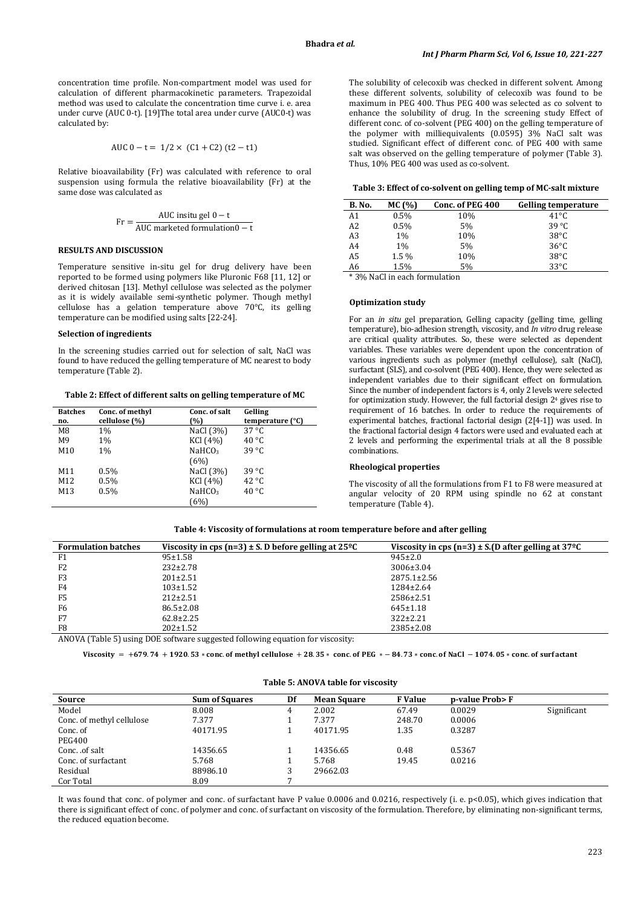concentration time profile. Non-compartment model was used for calculation of different pharmacokinetic parameters. Trapezoidal method was used to calculate the concentration time curve i. e. area under curve (AUC 0-t). [19]The total area under curve (AUC0-t) was calculated by:

$$AUC\ 0 - t = 1/2 \times (C1 + C2)(t2 - t1)$$

Relative bioavailability (Fr) was calculated with reference to oral suspension using formula the relative bioavailability (Fr) at the same dose was calculated as

$$Fr = \frac{\text{AUC insitu gel } 0 - t}{\text{AUC marketed formulation} 0 - t}$$

## RESULTS AND DISCUSSION

Temperature sensitive in-situ gel for drug delivery have been reported to be formed using polymers like Pluronic F68 [11, 12] or derived chitosan [13]. Methyl cellulose was selected as the polymer as it is widely available semi-synthetic polymer. Though methyl cellulose has a gelation temperature above 70°C, its gelling temperature can be modified using salts [22-24].

### Selection of ingredients

In the screening studies carried out for selection of salt, NaCl was found to have reduced the gelling temperature of MC nearest to body temperature (Table 2).

**Table 2: Effect of different salts on gelling temperature of MC**

| Batches no. | Conc. of methyl cellulose (%) | Conc. of salt (%) | Gelling temperature (°C) |
|---|---|---|---|
| M8 | 1% | NaCl (3%) | 37 °C |
| M9 | 1% | KCl (4%) | 40 °C |
| M10 | 1% | $NaHCO_3$ (6%) | 39 °C |
| M11 | 0.5% | NaCl (3%) | 39 °C |
| M12 | 0.5% | KCl (4%) | 42 °C |
| M13 | 0.5% | $NaHCO_3$ (6%) | 40 °C |

The solubility of celecoxib was checked in different solvent. Among these different solvents, solubility of celecoxib was found to be maximum in PEG 400. Thus PEG 400 was selected as co solvent to enhance the solubility of drug. In the screening study Effect of different conc. of co-solvent (PEG 400) on the gelling temperature of the polymer with milliequivalents (0.0595) 3% NaCl salt was studied. Significant effect of different conc. of PEG 400 with same salt was observed on the gelling temperature of polymer (Table 3). Thus, 10% PEG 400 was used as co-solvent.

**Table 3: Effect of co-solvent on gelling temp of MC-salt mixture**

| B. No. | MC (%) | Conc. of PEG 400 | Gelling temperature |
|---|---|---|---|
| A1 | 0.5% | 10% | 41°C |
| A2 | 0.5% | 5% | 39 °C |
| A3 | 1% | 10% | 38°C |
| A4 | 1% | 5% | 36°C |
| A5 | 1.5 % | 10% | 38°C |
| A6 | 1.5% | 5% | 33°C |

* 3% NaCl in each formulation

### Optimization study

For an *in situ* gel preparation, Gelling capacity (gelling time, gelling temperature), bio-adhesion strength, viscosity, and *In vitro* drug release are critical quality attributes. So, these were selected as dependent variables. These variables were dependent upon the concentration of various ingredients such as polymer (methyl cellulose), salt (NaCl), surfactant (SLS), and co-solvent (PEG 400). Hence, they were selected as independent variables due to their significant effect on formulation. Since the number of independent factors is 4, only 2 levels were selected for optimization study. However, the full factorial design $2^4$ gives rise to requirement of 16 batches. In order to reduce the requirements of experimental batches, fractional factorial design (2[4-1]) was used. In the fractional factorial design 4 factors were used and evaluated each at 2 levels and performing the experimental trials at all the 8 possible combinations.

### Rheological properties

The viscosity of all the formulations from F1 to F8 were measured at angular velocity of 20 RPM using spindle no 62 at constant temperature (Table 4).

**Table 4: Viscosity of formulations at room temperature before and after gelling**

| Formulation batches | Viscosity in cps (n=3) ± S. D before gelling at 25ºC | Viscosity in cps (n=3) ± S.(D after gelling at 37ºC |
|---|---|---|
| F1 | 95±1.58 | 945±2.0 |
| F2 | 232±2.78 | 3006±3.04 |
| F3 | 201±2.51 | 2875.1±2.56 |
| F4 | 103±1.52 | 1284±2.64 |
| F5 | 212±2.51 | 2586±2.51 |
| F6 | 86.5±2.08 | 645±1.18 |
| F7 | 62.8±2.25 | 322±2.21 |
| F8 | 202±1.52 | 2385±2.08 |

ANOVA (Table 5) using DOE software suggested following equation for viscosity:

$$\textbf{Viscosity} = +679.74 + 1920.53 * \textbf{conc. of methyl cellulose} + 28.35 * \textbf{conc. of PEG} * -84.73 * \textbf{conc. of NaCl} - 1074.05 * \textbf{conc. of surfactant}$$

**Table 5: ANOVA table for viscosity**

| Source | Sum of Squares | Df | Mean Square | F Value | p-value Prob> F | |
|---|---|---|---|---|---|---|
| Model | 8.008 | 4 | 2.002 | 67.49 | 0.0029 | Significant |
| Conc. of methyl cellulose | 7.377 | 1 | 7.377 | 248.70 | 0.0006 | |
| Conc. of PEG400 | 40171.95 | 1 | 40171.95 | 1.35 | 0.3287 | |
| Conc. .of salt | 14356.65 | 1 | 14356.65 | 0.48 | 0.5367 | |
| Conc. of surfactant | 5.768 | 1 | 5.768 | 19.45 | 0.0216 | |
| Residual | 88986.10 | 3 | 29662.03 | | | |
| Cor Total | 8.09 | 7 | | | | |

It was found that conc. of polymer and conc. of surfactant have P value 0.0006 and 0.0216, respectively (i. e. p<0.05), which gives indication that there is significant effect of conc. of polymer and conc. of surfactant on viscosity of the formulation. Therefore, by eliminating non-significant terms, the reduced equation become.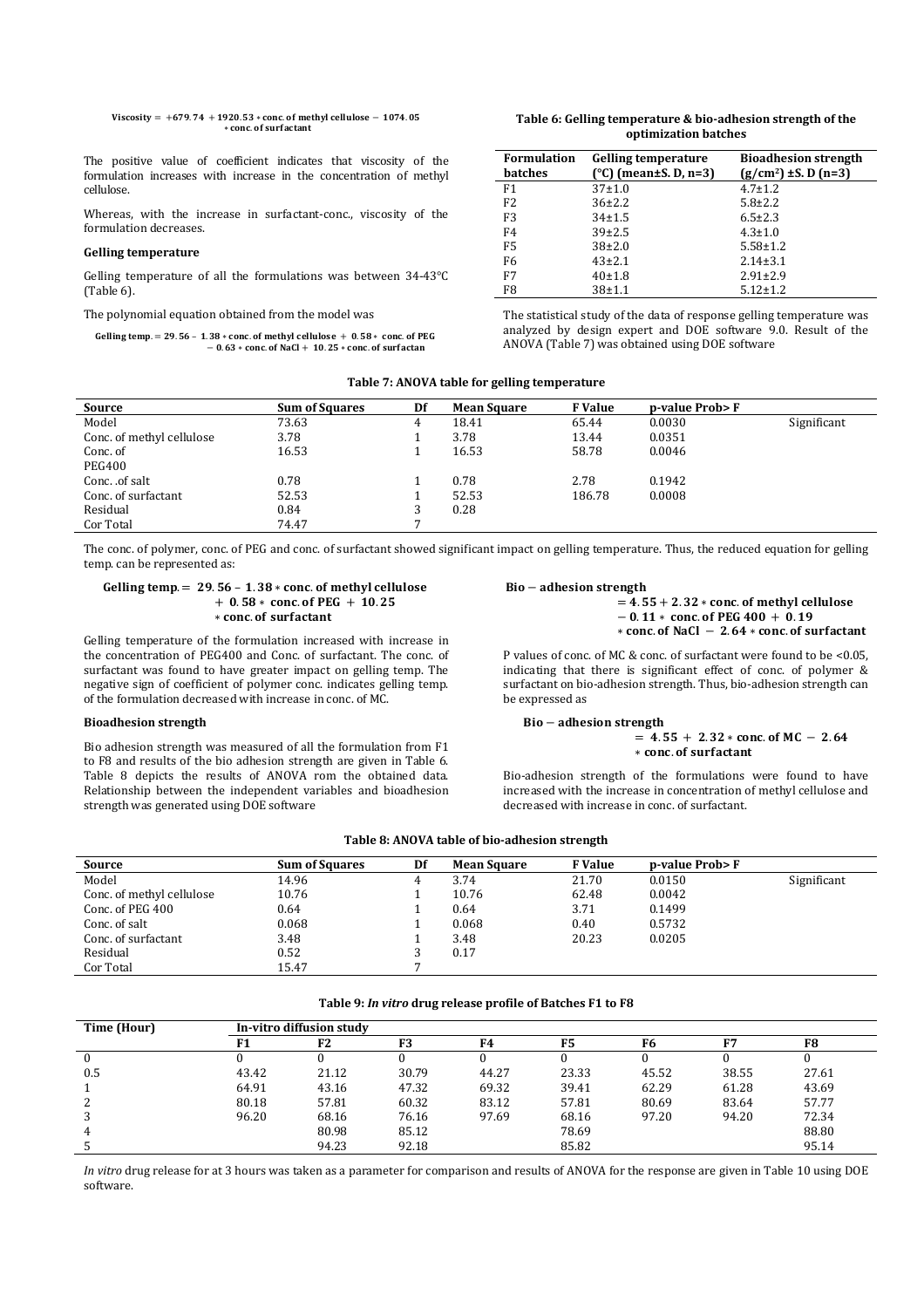$$Viscosity = +679.74 + 1920.53 * conc.\ of\ methyl\ cellulose - 1074.05 * conc.\ of\ surfactant$$

The positive value of coefficient indicates that viscosity of the formulation increases with increase in the concentration of methyl cellulose.

Whereas, with the increase in surfactant-conc., viscosity of the formulation decreases.

### Gelling temperature

Gelling temperature of all the formulations was between 34-43°C (Table 6).

The polynomial equation obtained from the model was

$$Gelling\ temp. = 29.56 - 1.38 * conc.\ of\ methyl\ cellulose + 0.58 * conc.\ of\ PEG - 0.63 * conc.\ of\ NaCl + 10.25 * conc.\ of\ surfactan$$

**Table 6: Gelling temperature & bio-adhesion strength of the optimization batches**

| Formulation batches | Gelling temperature (°C) (mean±S. D, n=3) | Bioadhesion strength ($g/cm^2$) ±S. D (n=3) |
|---|---|---|
| F1 | 37±1.0 | 4.7±1.2 |
| F2 | 36±2.2 | 5.8±2.2 |
| F3 | 34±1.5 | 6.5±2.3 |
| F4 | 39±2.5 | 4.3±1.0 |
| F5 | 38±2.0 | 5.58±1.2 |
| F6 | 43±2.1 | 2.14±3.1 |
| F7 | 40±1.8 | 2.91±2.9 |
| F8 | 38±1.1 | 5.12±1.2 |

The statistical study of the data of response gelling temperature was analyzed by design expert and DOE software 9.0. Result of the ANOVA (Table 7) was obtained using DOE software

**Table 7: ANOVA table for gelling temperature**

| Source | Sum of Squares | Df | Mean Square | F Value | p-value Prob> F | |
|---|---|---|---|---|---|---|
| Model | 73.63 | 4 | 18.41 | 65.44 | 0.0030 | Significant |
| Conc. of methyl cellulose | 3.78 | 1 | 3.78 | 13.44 | 0.0351 | |
| Conc. of PEG400 | 16.53 | 1 | 16.53 | 58.78 | 0.0046 | |
| Conc. .of salt | 0.78 | 1 | 0.78 | 2.78 | 0.1942 | |
| Conc. of surfactant | 52.53 | 1 | 52.53 | 186.78 | 0.0008 | |
| Residual | 0.84 | 3 | 0.28 | | | |
| Cor Total | 74.47 | 7 | | | | |

The conc. of polymer, conc. of PEG and conc. of surfactant showed significant impact on gelling temperature. Thus, the reduced equation for gelling temp. can be represented as:

$$Gelling\ temp. = 29.56 - 1.38 * conc.\ of\ methyl\ cellulose + 0.58 * conc.\ of\ PEG + 10.25 * conc.\ of\ surfactant$$

Gelling temperature of the formulation increased with increase in the concentration of PEG400 and Conc. of surfactant. The conc. of surfactant was found to have greater impact on gelling temp. The negative sign of coefficient of polymer conc. indicates gelling temp. of the formulation decreased with increase in conc. of MC.

### Bioadhesion strength

Bio adhesion strength was measured of all the formulation from F1 to F8 and results of the bio adhesion strength are given in Table 6. Table 8 depicts the results of ANOVA rom the obtained data. Relationship between the independent variables and bioadhesion strength was generated using DOE software

$$Bio-adhesion\ strength = 4.55 + 2.32 * conc.\ of\ methyl\ cellulose - 0.11 * conc.\ of\ PEG\ 400 + 0.19 * conc.\ of\ NaCl - 2.64 * conc.\ of\ surfactant$$

P values of conc. of MC & conc. of surfactant were found to be <0.05, indicating that there is significant effect of conc. of polymer & surfactant on bio-adhesion strength. Thus, bio-adhesion strength can be expressed as

$$Bio-adhesion\ strength = 4.55 + 2.32 * conc.\ of\ MC - 2.64 * conc.\ of\ surfactant$$

Bio-adhesion strength of the formulations were found to have increased with the increase in concentration of methyl cellulose and decreased with increase in conc. of surfactant.

**Table 8: ANOVA table of bio-adhesion strength**

| Source | Sum of Squares | Df | Mean Square | F Value | p-value Prob> F | |
|---|---|---|---|---|---|---|
| Model | 14.96 | 4 | 3.74 | 21.70 | 0.0150 | Significant |
| Conc. of methyl cellulose | 10.76 | 1 | 10.76 | 62.48 | 0.0042 | |
| Conc. of PEG 400 | 0.64 | 1 | 0.64 | 3.71 | 0.1499 | |
| Conc. of salt | 0.068 | 1 | 0.068 | 0.40 | 0.5732 | |
| Conc. of surfactant | 3.48 | 1 | 3.48 | 20.23 | 0.0205 | |
| Residual | 0.52 | 3 | 0.17 | | | |
| Cor Total | 15.47 | 7 | | | | |

**Table 9: *In vitro* drug release profile of Batches F1 to F8**

| Time (Hour) | In-vitro diffusion study | | | | | | | |
|---|---|---|---|---|---|---|---|---|
| | F1 | F2 | F3 | F4 | F5 | F6 | F7 | F8 |
| 0 | 0 | 0 | 0 | 0 | 0 | 0 | 0 | 0 |
| 0.5 | 43.42 | 21.12 | 30.79 | 44.27 | 23.33 | 45.52 | 38.55 | 27.61 |
| 1 | 64.91 | 43.16 | 47.32 | 69.32 | 39.41 | 62.29 | 61.28 | 43.69 |
| 2 | 80.18 | 57.81 | 60.32 | 83.12 | 57.81 | 80.69 | 83.64 | 57.77 |
| 3 | 96.20 | 68.16 | 76.16 | 97.69 | 68.16 | 97.20 | 94.20 | 72.34 |
| 4 | | 80.98 | 85.12 | | 78.69 | | | 88.80 |
| 5 | | 94.23 | 92.18 | | 85.82 | | | 95.14 |

*In vitro* drug release for at 3 hours was taken as a parameter for comparison and results of ANOVA for the response are given in Table 10 using DOE software.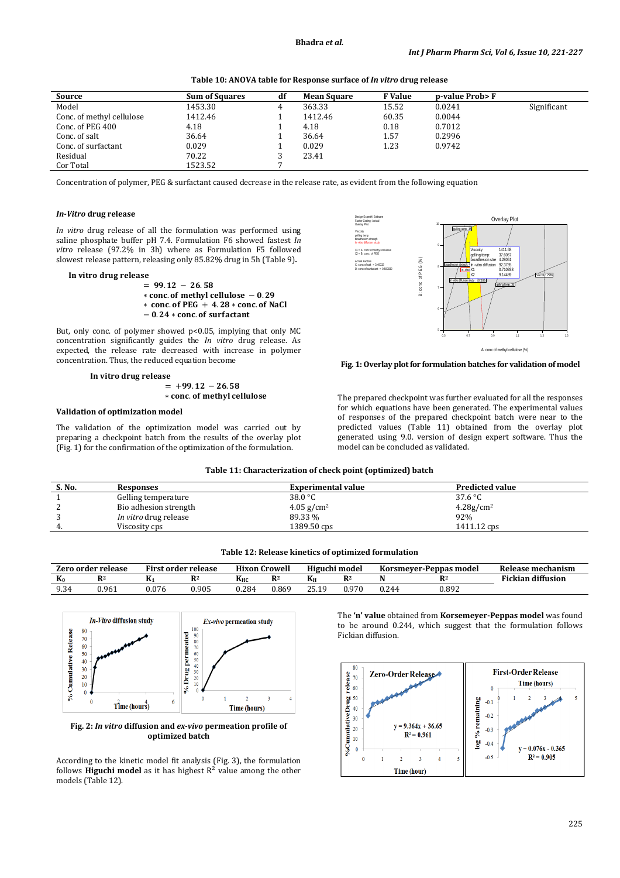**Table 10: ANOVA table for Response surface of *In vitro* drug release**

| Source | Sum of Squares | df | Mean Square | F Value | p-value Prob> F | |
|---|---|---|---|---|---|---|
| Model | 1453.30 | 4 | 363.33 | 15.52 | 0.0241 | Significant |
| Conc. of methyl cellulose | 1412.46 | 1 | 1412.46 | 60.35 | 0.0044 | |
| Conc. of PEG 400 | 4.18 | 1 | 4.18 | 0.18 | 0.7012 | |
| Conc. of salt | 36.64 | 1 | 36.64 | 1.57 | 0.2996 | |
| Conc. of surfactant | 0.029 | 1 | 0.029 | 1.23 | 0.9742 | |
| Residual | 70.22 | 3 | 23.41 | | | |
| Cor Total | 1523.52 | 7 | | | | |

Concentration of polymer, PEG & surfactant caused decrease in the release rate, as evident from the following equation

### *In-Vitro* drug release

*In vitro* drug release of all the formulation was performed using saline phosphate buffer pH 7.4. Formulation F6 showed fastest *In vitro* release (97.2% in 3h) where as Formulation F5 followed slowest release pattern, releasing only 85.82% drug in 5h (Table 9).

$$\text{In vitro drug release} = 99.12 - 26.58 * \text{conc. of methyl cellulose} - 0.29 * \text{conc. of PEG} + 4.28 * \text{conc. of NaCl} - 0.24 * \text{conc. of surfactant}$$

But, only conc. of polymer showed $p<0.05$, implying that only MC concentration significantly guides the *In vitro* drug release. As expected, the release rate decreased with increase in polymer concentration. Thus, the reduced equation become

$$\text{In vitro drug release} = +99.12 - 26.58 * \text{conc. of methyl cellulose}$$

### Validation of optimization model

The validation of the optimization model was carried out by preparing a checkpoint batch from the results of the overlay plot (Fig. 1) for the confirmation of the optimization of the formulation.

**Fig. 1: Overlay plot for formulation batches for validation of model**

The prepared checkpoint was further evaluated for all the responses for which equations have been generated. The experimental values of responses of the prepared checkpoint batch were near to the predicted values (Table 11) obtained from the overlay plot generated using 9.0. version of design expert software. Thus the model can be concluded as validated.

**Table 11: Characterization of check point (optimized) batch**

| S. No. | Responses | Experimental value | Predicted value |
|---|---|---|---|
| 1 | Gelling temperature | 38.0 °C | 37.6 °C |
| 2 | Bio adhesion strength | 4.05 g/cm² | 4.28g/cm² |
| 3 | *In vitro* drug release | 89.33 % | 92% |
| 4. | Viscosity cps | 1389.50 cps | 1411.12 cps |

**Table 12: Release kinetics of optimized formulation**

| Zero order release | | First order release | | Hixon Crowell | | Higuchi model | | Korsmeyer-Peppas model | | Release mechanism |
|---|---|---|---|---|---|---|---|---|---|---|
| $K_0$ | $R^2$ | $K_1$ | $R^2$ | $K_{HC}$ | $R^2$ | $K_H$ | $R^2$ | N | $R^2$ | Fickian diffusion |
| 9.34 | 0.961 | 0.076 | 0.905 | 0.284 | 0.869 | 25.19 | 0.970 | 0.244 | 0.892 | |

**Fig. 2: *In vitro* diffusion and *ex-vivo* permeation profile of optimized batch**

According to the kinetic model fit analysis (Fig. 3), the formulation follows **Higuchi model** as it has highest $R^2$ value among the other models (Table 12).

The **'n' value** obtained from **Korsemeyer-Peppas model** was found to be around 0.244, which suggest that the formulation follows Fickian diffusion.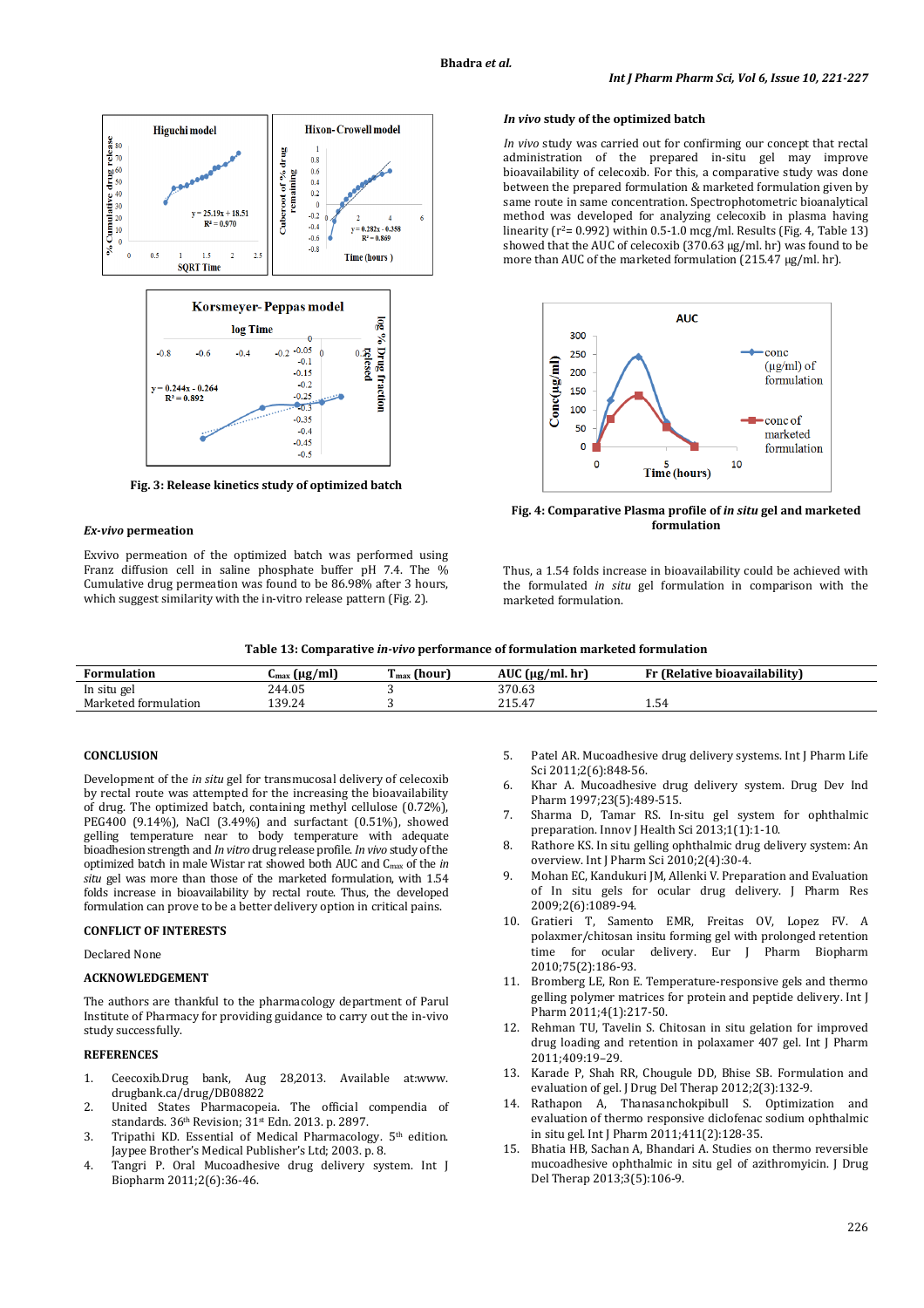Fig. 3: Release kinetics study of optimized batch

### *Ex-vivo* permeation

Exvivo permeation of the optimized batch was performed using Franz diffusion cell in saline phosphate buffer pH 7.4. The % Cumulative drug permeation was found to be 86.98% after 3 hours, which suggest similarity with the in-vitro release pattern (Fig. 2).

### *In vivo* study of the optimized batch

*In vivo* study was carried out for confirming our concept that rectal administration of the prepared in-situ gel may improve bioavailability of celecoxib. For this, a comparative study was done between the prepared formulation & marketed formulation given by same route in same concentration. Spectrophotometric bioanalytical method was developed for analyzing celecoxib in plasma having linearity ($r^2$= 0.992) within 0.5-1.0 mcg/ml. Results (Fig. 4, Table 13) showed that the AUC of celecoxib (370.63 µg/ml. hr) was found to be more than AUC of the marketed formulation (215.47 µg/ml. hr).

Fig. 4: Comparative Plasma profile of *in situ* gel and marketed formulation

Thus, a 1.54 folds increase in bioavailability could be achieved with the formulated *in situ* gel formulation in comparison with the marketed formulation.

Table 13: Comparative *in-vivo* performance of formulation marketed formulation

| Formulation | $C_{max}$ (µg/ml) | $T_{max}$ (hour) | AUC (µg/ml. hr) | Fr (Relative bioavailability) |
|---|---|---|---|---|
| In situ gel | 244.05 | 3 | 370.63 | |
| Marketed formulation | 139.24 | 3 | 215.47 | 1.54 |

## CONCLUSION

Development of the *in situ* gel for transmucosal delivery of celecoxib by rectal route was attempted for the increasing the bioavailability of drug. The optimized batch, containing methyl cellulose (0.72%), PEG400 (9.14%), NaCl (3.49%) and surfactant (0.51%), showed gelling temperature near to body temperature with adequate bioadhesion strength and *In vitro* drug release profile. *In vivo* study of the optimized batch in male Wistar rat showed both AUC and $C_{max}$ of the *in situ* gel was more than those of the marketed formulation, with 1.54 folds increase in bioavailability by rectal route. Thus, the developed formulation can prove to be a better delivery option in critical pains.

## CONFLICT OF INTERESTS

Declared None

## ACKNOWLEDGEMENT

The authors are thankful to the pharmacology department of Parul Institute of Pharmacy for providing guidance to carry out the in-vivo study successfully.

## REFERENCES

1. Ceecoxib.Drug bank, Aug 28,2013. Available at:www. drugbank.ca/drug/DB08822
2. United States Pharmacopeia. The official compendia of standards. 36th Revision; 31st Edn. 2013. p. 2897.
3. Tripathi KD. Essential of Medical Pharmacology. 5th edition. Jaypee Brother's Medical Publisher's Ltd; 2003. p. 8.
4. Tangri P. Oral Mucoadhesive drug delivery system. Int J Biopharm 2011;2(6):36-46.
5. Patel AR. Mucoadhesive drug delivery systems. Int J Pharm Life Sci 2011;2(6):848-56.
6. Khar A. Mucoadhesive drug delivery system. Drug Dev Ind Pharm 1997;23(5):489-515.
7. Sharma D, Tamar RS. In-situ gel system for ophthalmic preparation. Innov J Health Sci 2013;1(1):1-10.
8. Rathore KS. In situ gelling ophthalmic drug delivery system: An overview. Int J Pharm Sci 2010;2(4):30-4.
9. Mohan EC, Kandukuri JM, Allenki V. Preparation and Evaluation of In situ gels for ocular drug delivery. J Pharm Res 2009;2(6):1089-94.
10. Gratieri T, Samento EMR, Freitas OV, Lopez FV. A polaxmer/chitosan insitu forming gel with prolonged retention time for ocular delivery. Eur J Pharm Biopharm 2010;75(2):186-93.
11. Bromberg LE, Ron E. Temperature-responsive gels and thermo gelling polymer matrices for protein and peptide delivery. Int J Pharm 2011;4(1):217-50.
12. Rehman TU, Tavelin S. Chitosan in situ gelation for improved drug loading and retention in polaxamer 407 gel. Int J Pharm 2011;409:19–29.
13. Karade P, Shah RR, Chougule DD, Bhise SB. Formulation and evaluation of gel. J Drug Del Therap 2012;2(3):132-9.
14. Rathapon A, Thanasanchokpibull S. Optimization and evaluation of thermo responsive diclofenac sodium ophthalmic in situ gel. Int J Pharm 2011;411(2):128-35.
15. Bhatia HB, Sachan A, Bhandari A. Studies on thermo reversible mucoadhesive ophthalmic in situ gel of azithromycin. J Drug Del Therap 2013;3(5):106-9.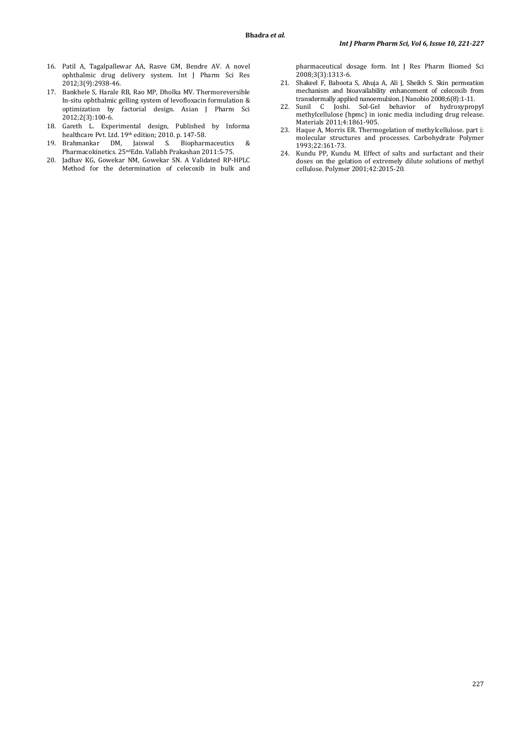16. Patil A, Tagalpallewar AA, Rasve GM, Bendre AV. A novel ophthalmic drug delivery system. Int J Pharm Sci Res 2012;3(9):2938-46.
17. Bankhele S, Harale RB, Rao MP, Dholka MV. Thermoreversible In-situ ophthalmic gelling system of levofloxacin formulation & optimization by factorial design. Asian J Pharm Sci 2012;2(3):100-6.
18. Gareth L. Experimental design, Published by Informa healthcare Pvt. Ltd. 19th edition; 2010. p. 147-58.
19. Brahmankar DM, Jaiswal S. Biopharmaceutics & Pharmacokinetics. 25ndEdn. Vallabh Prakashan 2011:5-75.
20. Jadhav KG, Gowekar NM, Gowekar SN. A Validated RP-HPLC Method for the determination of celecoxib in bulk and pharmaceutical dosage form. Int J Res Pharm Biomed Sci 2008;3(3):1313-6.
21. Shakeel F, Baboota S, Ahuja A, Ali J, Sheikh S. Skin permeation mechanism and bioavailability enhancement of celecoxib from transdermally applied nanoemulsion. J Nanobio 2008;6(8):1-11.
22. Sunil C Joshi. Sol-Gel behavior of hydroxypropyl methylcellulose (hpmc) in ionic media including drug release. Materials 2011;4:1861-905.
23. Haque A, Morris ER. Thermogelation of methylcellulose. part i: molecular structures and processes. Carbohydrate Polymer 1993;22:161-73.
24. Kundu PP, Kundu M. Effect of salts and surfactant and their doses on the gelation of extremely dilute solutions of methyl cellulose. Polymer 2001;42:2015-20.